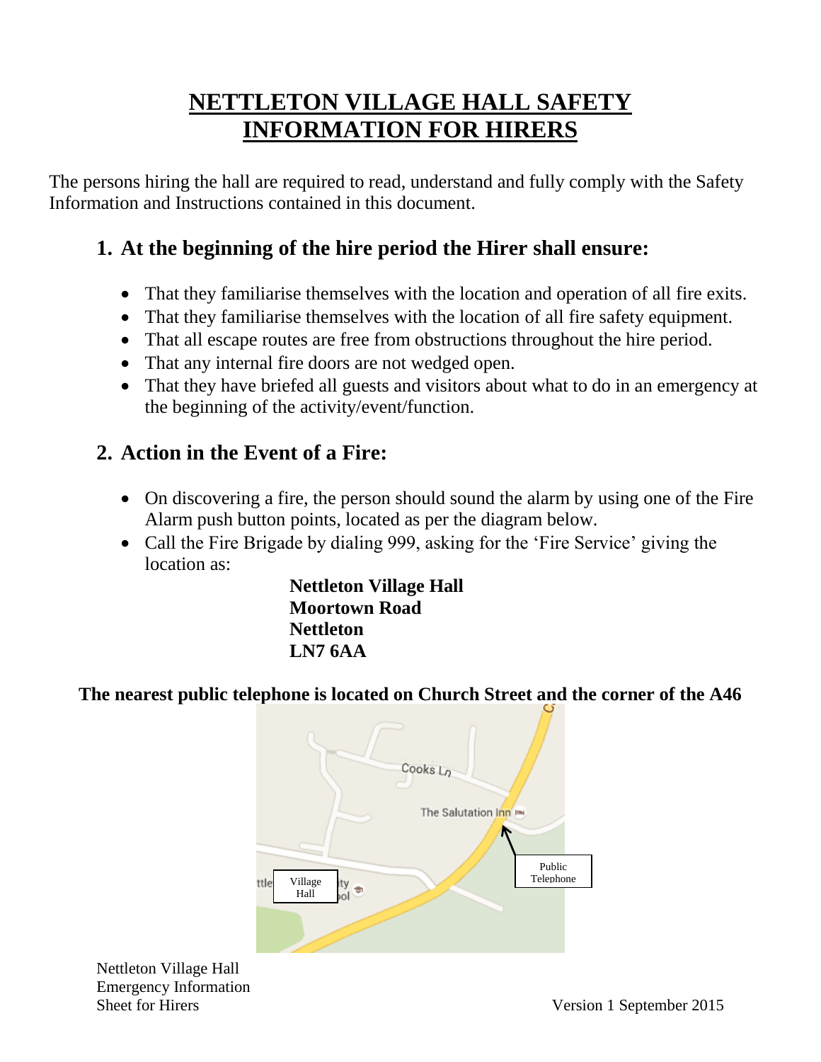# NETTLETON VILLAGE HALL SAFETY INFORMATION FOR HIRERS

The persons hiring the hall are required to read, understand and fully comply with the Safety Information and Instructions contained in this document.

## 1. At the beginning of the hire period the Hirer shall ensure:

- That they familiarise themselves with the location and operation of all fire exits.
- That they familiarise themselves with the location of all fire safety equipment.
- That all escape routes are free from obstructions throughout the hire period.
- That any internal fire doors are not wedged open.
- That they have briefed all guests and visitors about what to do in an emergency at the beginning of the activity/event/function.

## 2. Action in the Event of a Fire:

- On discovering a fire, the person should sound the alarm by using one of the Fire Alarm push button points, located as per the diagram below.
- Call the Fire Brigade by dialing 999, asking for the 'Fire Service' giving the location as:

  **Nettleton Village Hall**
  **Moortown Road**
  **Nettleton**
  **LN7 6AA**

**The nearest public telephone is located on Church Street and the corner of the A46**

Cooks Ln

The Salutation Inn

Village Hall

Public Telephone

Nettleton Village Hall
Emergency Information
Sheet for Hirers

Version 1 September 2015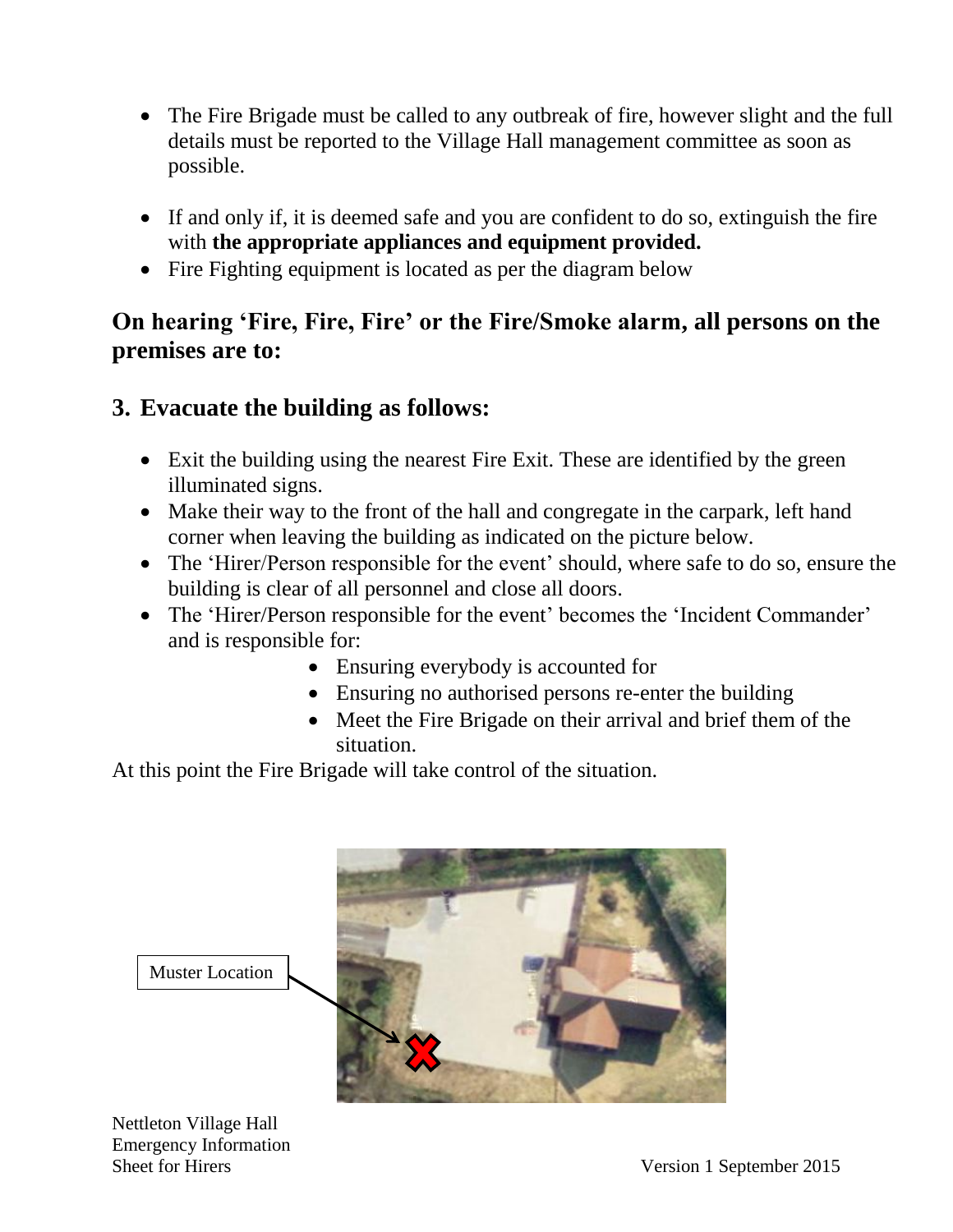- The Fire Brigade must be called to any outbreak of fire, however slight and the full details must be reported to the Village Hall management committee as soon as possible.

- If and only if, it is deemed safe and you are confident to do so, extinguish the fire with **the appropriate appliances and equipment provided.**
- Fire Fighting equipment is located as per the diagram below

**On hearing 'Fire, Fire, Fire' or the Fire/Smoke alarm, all persons on the premises are to:**

## 3. Evacuate the building as follows:

- Exit the building using the nearest Fire Exit. These are identified by the green illuminated signs.
- Make their way to the front of the hall and congregate in the carpark, left hand corner when leaving the building as indicated on the picture below.
- The 'Hirer/Person responsible for the event' should, where safe to do so, ensure the building is clear of all personnel and close all doors.
- The 'Hirer/Person responsible for the event' becomes the 'Incident Commander' and is responsible for:
  - Ensuring everybody is accounted for
  - Ensuring no authorised persons re-enter the building
  - Meet the Fire Brigade on their arrival and brief them of the situation.

At this point the Fire Brigade will take control of the situation.

Muster Location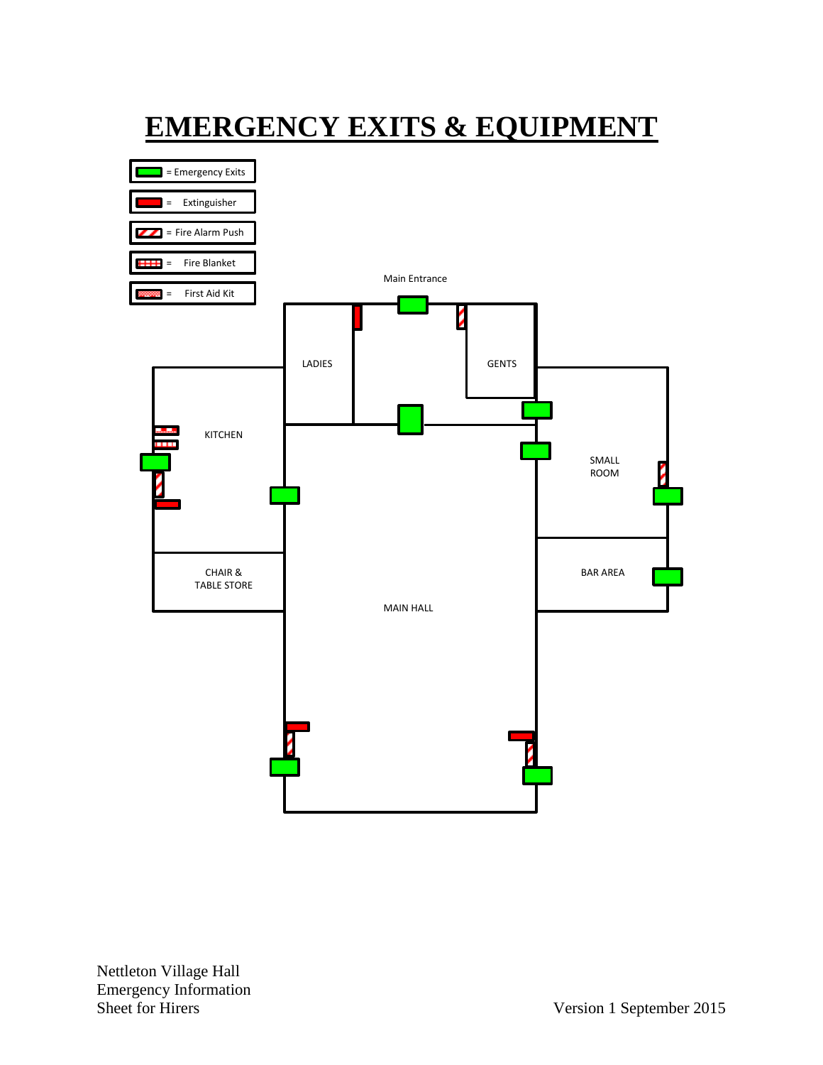# EMERGENCY EXITS & EQUIPMENT

= Emergency Exits

= Extinguisher

= Fire Alarm Push

= Fire Blanket

= First Aid Kit

Main Entrance

LADIES

GENTS

KITCHEN

SMALL ROOM

CHAIR & TABLE STORE

MAIN HALL

BAR AREA

Nettleton Village Hall
Emergency Information
Sheet for Hirers

Version 1 September 2015